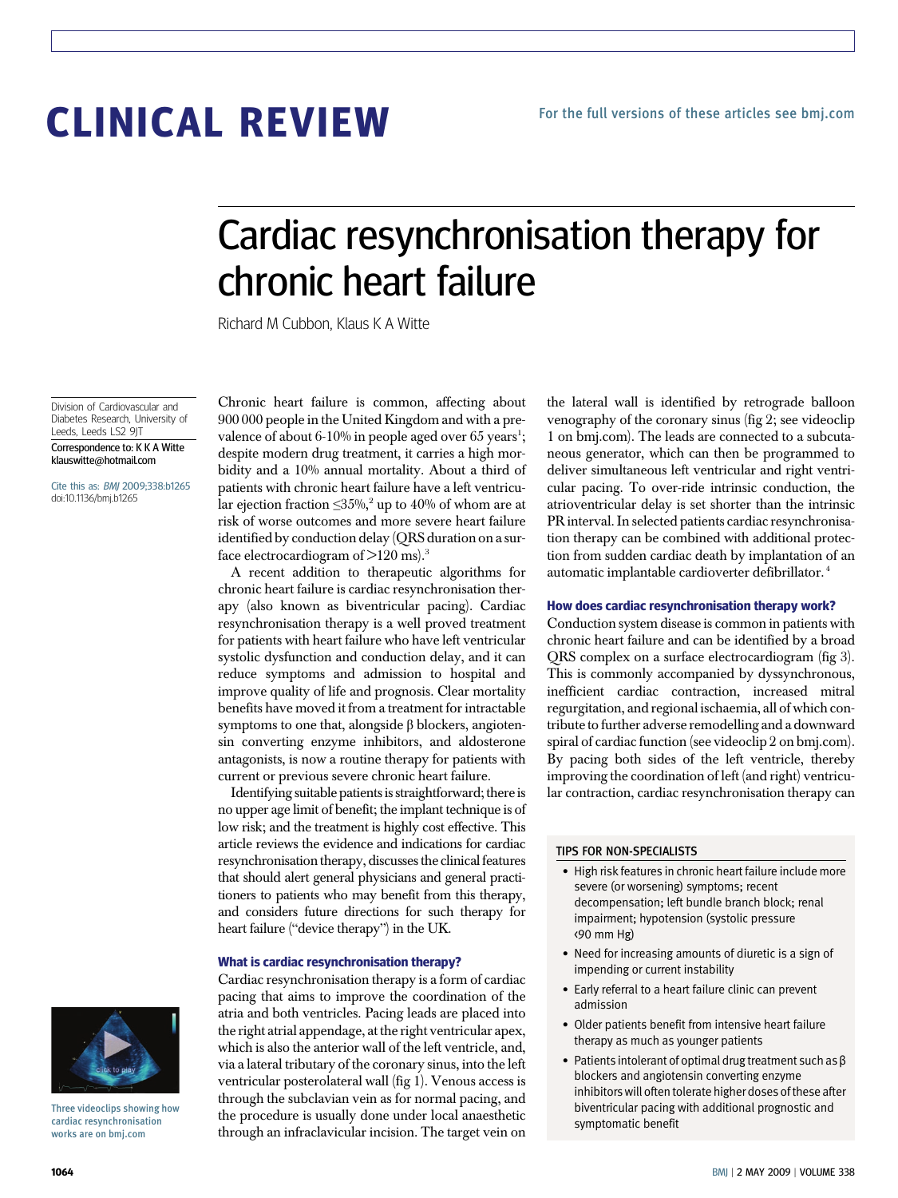# CLINICAL REVIEW

For the full versions of these articles see bmj.com

## Cardiac resynchronisation therapy for chronic heart failure

Richard M Cubbon, Klaus K A Witte

Division of Cardiovascular and Diabetes Research, University of Leeds, Leeds LS2 9JT

Correspondence to: K K A Witte klauswitte@hotmail.com

Cite this as: *BMJ* 2009;338:b1265
doi:10.1136/bmj.b1265

Chronic heart failure is common, affecting about 900 000 people in the United Kingdom and with a prevalence of about 6-10% in people aged over 65 years[1]; despite modern drug treatment, it carries a high morbidity and a 10% annual mortality. About a third of patients with chronic heart failure have a left ventricular ejection fraction ≤35%,[2] up to 40% of whom are at risk of worse outcomes and more severe heart failure identified by conduction delay (QRS duration on a surface electrocardiogram of >120 ms).[3]

A recent addition to therapeutic algorithms for chronic heart failure is cardiac resynchronisation therapy (also known as biventricular pacing). Cardiac resynchronisation therapy is a well proved treatment for patients with heart failure who have left ventricular systolic dysfunction and conduction delay, and it can reduce symptoms and admission to hospital and improve quality of life and prognosis. Clear mortality benefits have moved it from a treatment for intractable symptoms to one that, alongside β blockers, angiotensin converting enzyme inhibitors, and aldosterone antagonists, is now a routine therapy for patients with current or previous severe chronic heart failure.

Identifying suitable patients is straightforward; there is no upper age limit of benefit; the implant technique is of low risk; and the treatment is highly cost effective. This article reviews the evidence and indications for cardiac resynchronisation therapy, discusses the clinical features that should alert general physicians and general practitioners to patients who may benefit from this therapy, and considers future directions for such therapy for heart failure ("device therapy") in the UK.

### What is cardiac resynchronisation therapy?

Cardiac resynchronisation therapy is a form of cardiac pacing that aims to improve the coordination of the atria and both ventricles. Pacing leads are placed into the right atrial appendage, at the right ventricular apex, which is also the anterior wall of the left ventricle, and, via a lateral tributary of the coronary sinus, into the left ventricular posterolateral wall (fig 1). Venous access is through the subclavian vein as for normal pacing, and the procedure is usually done under local anaesthetic through an infraclavicular incision. The target vein on the lateral wall is identified by retrograde balloon venography of the coronary sinus (fig 2; see videoclip 1 on bmj.com). The leads are connected to a subcutaneous generator, which can then be programmed to deliver simultaneous left ventricular and right ventricular pacing. To over-ride intrinsic conduction, the atrioventricular delay is set shorter than the intrinsic PR interval. In selected patients cardiac resynchronisation therapy can be combined with additional protection from sudden cardiac death by implantation of an automatic implantable cardioverter defibrillator.[4]

### How does cardiac resynchronisation therapy work?

Conduction system disease is common in patients with chronic heart failure and can be identified by a broad QRS complex on a surface electrocardiogram (fig 3). This is commonly accompanied by dyssynchronous, inefficient cardiac contraction, increased mitral regurgitation, and regional ischaemia, all of which contribute to further adverse remodelling and a downward spiral of cardiac function (see videoclip 2 on bmj.com). By pacing both sides of the left ventricle, thereby improving the coordination of left (and right) ventricular contraction, cardiac resynchronisation therapy can

click to play

Three videoclips showing how cardiac resynchronisation works are on bmj.com

#### TIPS FOR NON-SPECIALISTS

- High risk features in chronic heart failure include more severe (or worsening) symptoms; recent decompensation; left bundle branch block; renal impairment; hypotension (systolic pressure <90 mm Hg)
- Need for increasing amounts of diuretic is a sign of impending or current instability
- Early referral to a heart failure clinic can prevent admission
- Older patients benefit from intensive heart failure therapy as much as younger patients
- Patients intolerant of optimal drug treatment such as β blockers and angiotensin converting enzyme inhibitors will often tolerate higher doses of these after biventricular pacing with additional prognostic and symptomatic benefit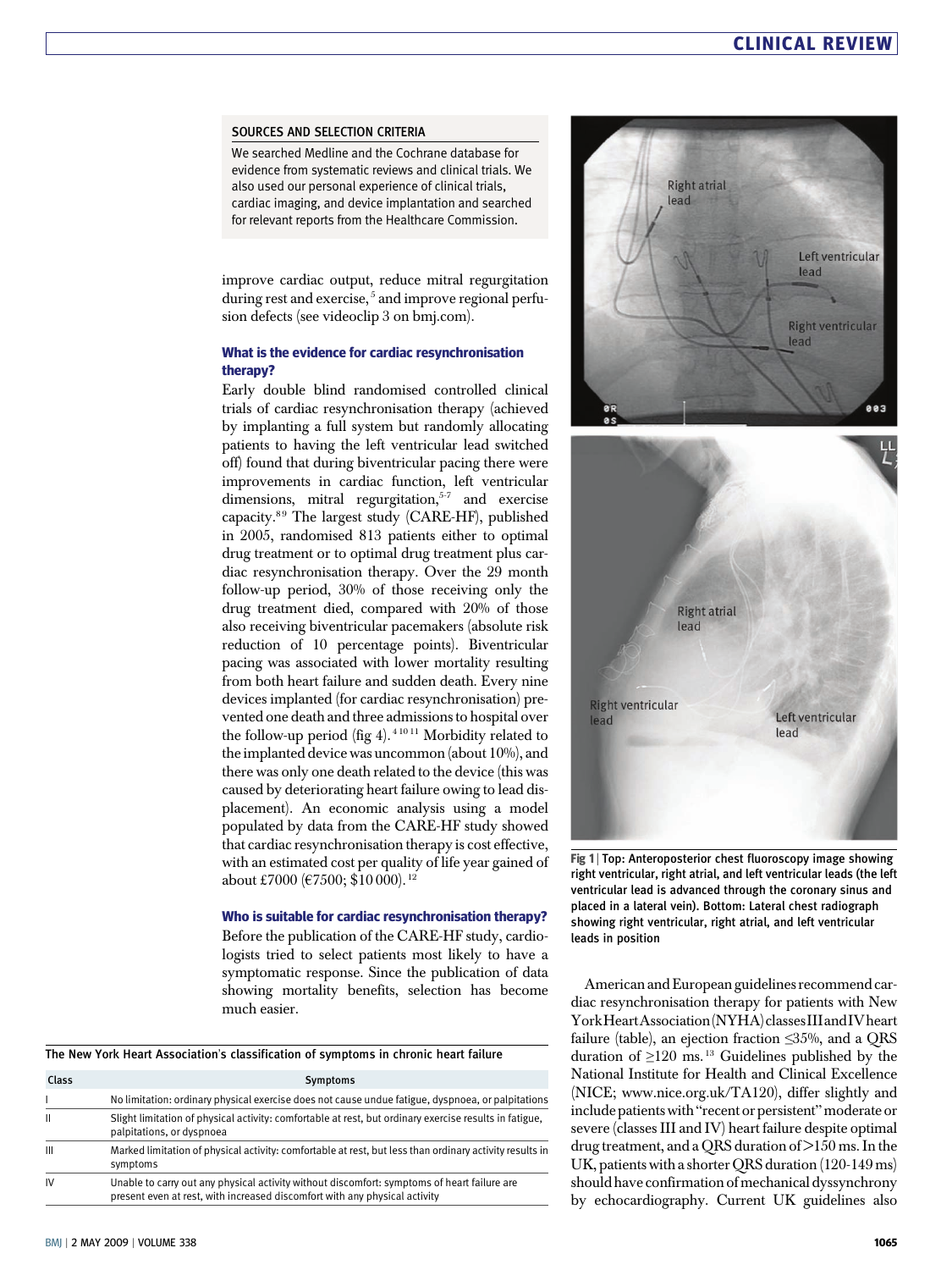## SOURCES AND SELECTION CRITERIA

We searched Medline and the Cochrane database for evidence from systematic reviews and clinical trials. We also used our personal experience of clinical trials, cardiac imaging, and device implantation and searched for relevant reports from the Healthcare Commission.

improve cardiac output, reduce mitral regurgitation during rest and exercise,[5] and improve regional perfusion defects (see videoclip 3 on bmj.com).

### What is the evidence for cardiac resynchronisation therapy?

Early double blind randomised controlled clinical trials of cardiac resynchronisation therapy (achieved by implanting a full system but randomly allocating patients to having the left ventricular lead switched off) found that during biventricular pacing there were improvements in cardiac function, left ventricular dimensions, mitral regurgitation,[5-7] and exercise capacity.[8 9] The largest study (CARE-HF), published in 2005, randomised 813 patients either to optimal drug treatment or to optimal drug treatment plus cardiac resynchronisation therapy. Over the 29 month follow-up period, 30% of those receiving only the drug treatment died, compared with 20% of those also receiving biventricular pacemakers (absolute risk reduction of 10 percentage points). Biventricular pacing was associated with lower mortality resulting from both heart failure and sudden death. Every nine devices implanted (for cardiac resynchronisation) prevented one death and three admissions to hospital over the follow-up period (fig 4).[4 10 11] Morbidity related to the implanted device was uncommon (about 10%), and there was only one death related to the device (this was caused by deteriorating heart failure owing to lead displacement). An economic analysis using a model populated by data from the CARE-HF study showed that cardiac resynchronisation therapy is cost effective, with an estimated cost per quality of life year gained of about £7000 (€7500; $10 000).[12]

### Who is suitable for cardiac resynchronisation therapy?

Before the publication of the CARE-HF study, cardiologists tried to select patients most likely to have a symptomatic response. Since the publication of data showing mortality benefits, selection has become much easier.

**The New York Heart Association's classification of symptoms in chronic heart failure**

| Class | Symptoms |
|---|---|
| I | No limitation: ordinary physical exercise does not cause undue fatigue, dyspnoea, or palpitations |
| II | Slight limitation of physical activity: comfortable at rest, but ordinary exercise results in fatigue, palpitations, or dyspnoea |
| III | Marked limitation of physical activity: comfortable at rest, but less than ordinary activity results in symptoms |
| IV | Unable to carry out any physical activity without discomfort: symptoms of heart failure are present even at rest, with increased discomfort with any physical activity |

Fig 1 | Top: Anteroposterior chest fluoroscopy image showing right ventricular, right atrial, and left ventricular leads (the left ventricular lead is advanced through the coronary sinus and placed in a lateral vein). Bottom: Lateral chest radiograph showing right ventricular, right atrial, and left ventricular leads in position

American and European guidelines recommend cardiac resynchronisation therapy for patients with New York Heart Association (NYHA) classes III and IV heart failure (table), an ejection fraction ≤35%, and a QRS duration of ≥120 ms.[13] Guidelines published by the National Institute for Health and Clinical Excellence (NICE; www.nice.org.uk/TA120), differ slightly and include patients with "recent or persistent" moderate or severe (classes III and IV) heart failure despite optimal drug treatment, and a QRS duration of >150 ms. In the UK, patients with a shorter QRS duration (120-149 ms) should have confirmation of mechanical dyssynchrony by echocardiography. Current UK guidelines also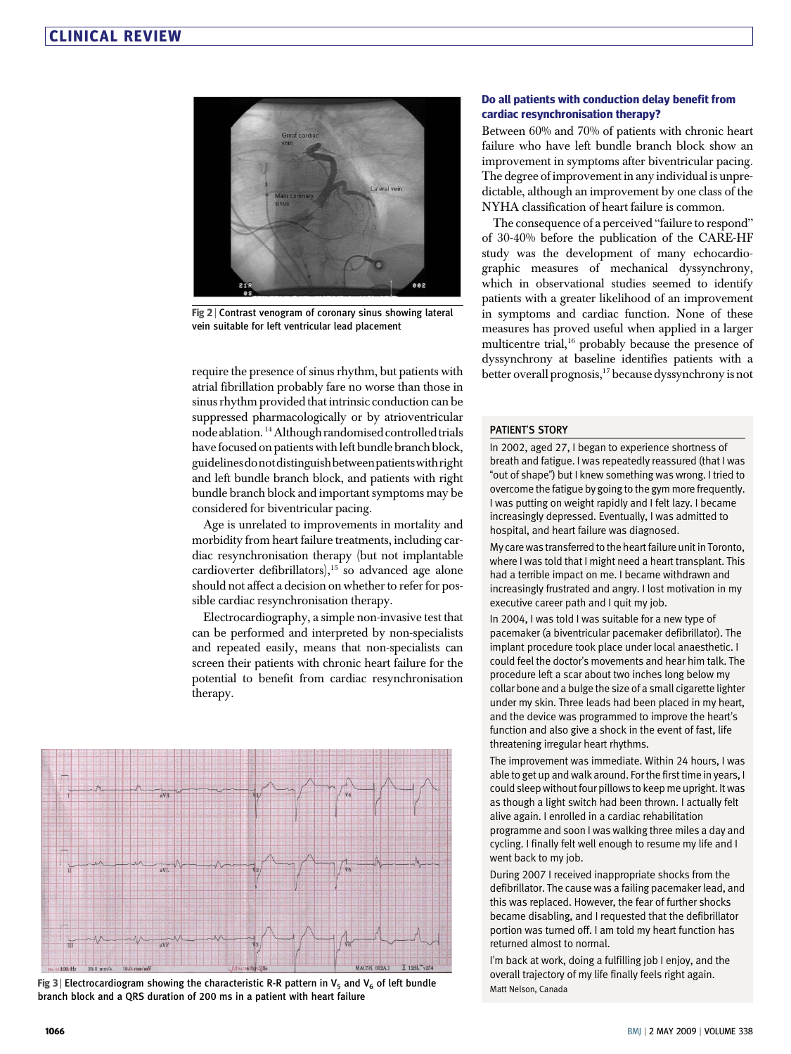Fig 2 | Contrast venogram of coronary sinus showing lateral vein suitable for left ventricular lead placement

require the presence of sinus rhythm, but patients with atrial fibrillation probably fare no worse than those in sinus rhythm provided that intrinsic conduction can be suppressed pharmacologically or by atrioventricular node ablation.[14] Although randomised controlled trials have focused on patients with left bundle branch block, guidelines do not distinguish between patients with right and left bundle branch block, and patients with right bundle branch block and important symptoms may be considered for biventricular pacing.

Age is unrelated to improvements in mortality and morbidity from heart failure treatments, including cardiac resynchronisation therapy (but not implantable cardioverter defibrillators),[15] so advanced age alone should not affect a decision on whether to refer for possible cardiac resynchronisation therapy.

Electrocardiography, a simple non-invasive test that can be performed and interpreted by non-specialists and repeated easily, means that non-specialists can screen their patients with chronic heart failure for the potential to benefit from cardiac resynchronisation therapy.

Fig 3 | Electrocardiogram showing the characteristic R-R pattern in $V_5$ and $V_6$ of left bundle branch block and a QRS duration of 200 ms in a patient with heart failure

### Do all patients with conduction delay benefit from cardiac resynchronisation therapy?

Between 60% and 70% of patients with chronic heart failure who have left bundle branch block show an improvement in symptoms after biventricular pacing. The degree of improvement in any individual is unpredictable, although an improvement by one class of the NYHA classification of heart failure is common.

The consequence of a perceived "failure to respond" of 30-40% before the publication of the CARE-HF study was the development of many echocardiographic measures of mechanical dyssynchrony, which in observational studies seemed to identify patients with a greater likelihood of an improvement in symptoms and cardiac function. None of these measures has proved useful when applied in a larger multicentre trial,[16] probably because the presence of dyssynchrony at baseline identifies patients with a better overall prognosis,[17] because dyssynchrony is not

#### PATIENT'S STORY

In 2002, aged 27, I began to experience shortness of breath and fatigue. I was repeatedly reassured (that I was "out of shape") but I knew something was wrong. I tried to overcome the fatigue by going to the gym more frequently. I was putting on weight rapidly and I felt lazy. I became increasingly depressed. Eventually, I was admitted to hospital, and heart failure was diagnosed.

My care was transferred to the heart failure unit in Toronto, where I was told that I might need a heart transplant. This had a terrible impact on me. I became withdrawn and increasingly frustrated and angry. I lost motivation in my executive career path and I quit my job.

In 2004, I was told I was suitable for a new type of pacemaker (a biventricular pacemaker defibrillator). The implant procedure took place under local anaesthetic. I could feel the doctor's movements and hear him talk. The procedure left a scar about two inches long below my collar bone and a bulge the size of a small cigarette lighter under my skin. Three leads had been placed in my heart, and the device was programmed to improve the heart's function and also give a shock in the event of fast, life threatening irregular heart rhythms.

The improvement was immediate. Within 24 hours, I was able to get up and walk around. For the first time in years, I could sleep without four pillows to keep me upright. It was as though a light switch had been thrown. I actually felt alive again. I enrolled in a cardiac rehabilitation programme and soon I was walking three miles a day and cycling. I finally felt well enough to resume my life and I went back to my job.

During 2007 I received inappropriate shocks from the defibrillator. The cause was a failing pacemaker lead, and this was replaced. However, the fear of further shocks became disabling, and I requested that the defibrillator portion was turned off. I am told my heart function has returned almost to normal.

I'm back at work, doing a fulfilling job I enjoy, and the overall trajectory of my life finally feels right again.

Matt Nelson, Canada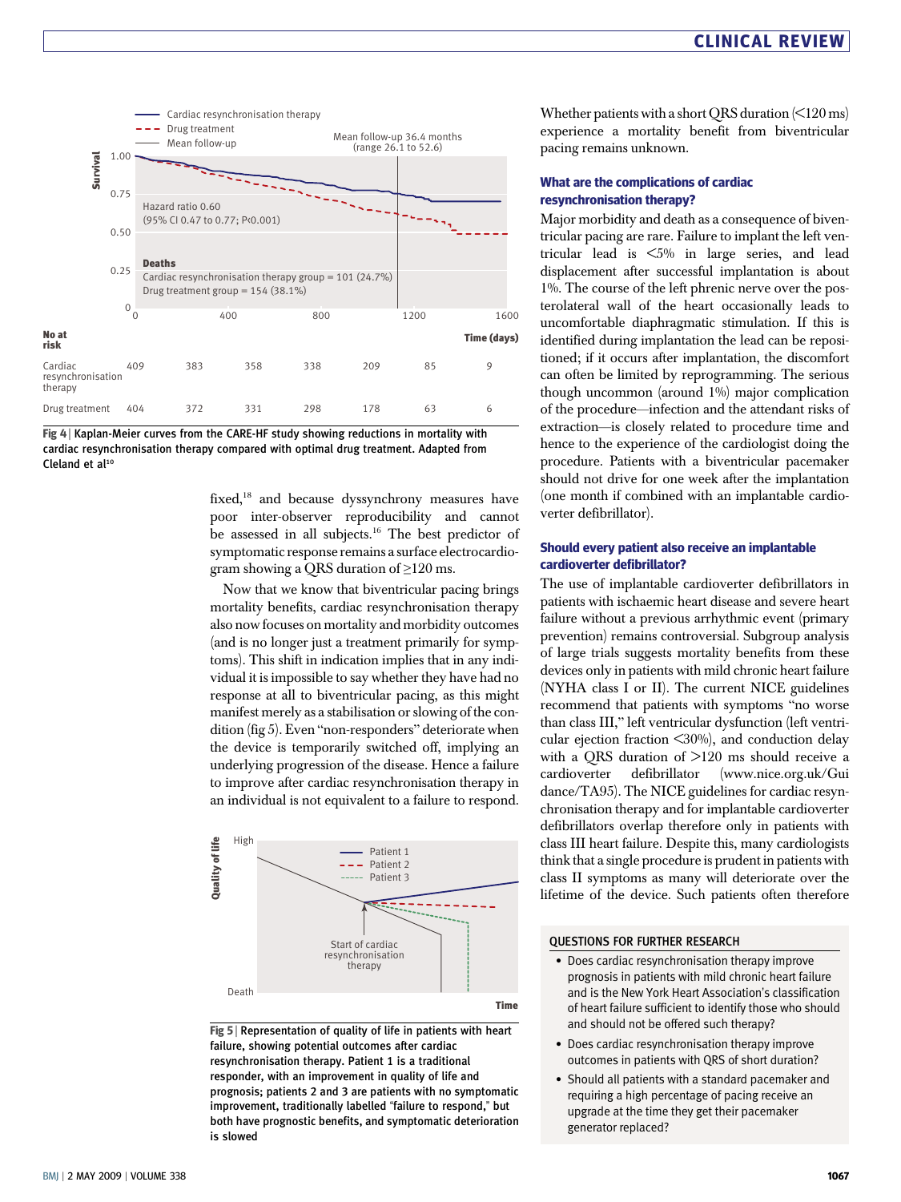Fig 4 | Kaplan-Meier curves from the CARE-HF study showing reductions in mortality with cardiac resynchronisation therapy compared with optimal drug treatment. Adapted from Cleland et al[10]

fixed,[18] and because dyssynchrony measures have poor inter-observer reproducibility and cannot be assessed in all subjects.[16] The best predictor of symptomatic response remains a surface electrocardiogram showing a QRS duration of ≥120 ms.

Now that we know that biventricular pacing brings mortality benefits, cardiac resynchronisation therapy also now focuses on mortality and morbidity outcomes (and is no longer just a treatment primarily for symptoms). This shift in indication implies that in any individual it is impossible to say whether they have had no response at all to biventricular pacing, as this might manifest merely as a stabilisation or slowing of the condition (fig 5). Even "non-responders" deteriorate when the device is temporarily switched off, implying an underlying progression of the disease. Hence a failure to improve after cardiac resynchronisation therapy in an individual is not equivalent to a failure to respond.

Fig 5 | Representation of quality of life in patients with heart failure, showing potential outcomes after cardiac resynchronisation therapy. Patient 1 is a traditional responder, with an improvement in quality of life and prognosis; patients 2 and 3 are patients with no symptomatic improvement, traditionally labelled "failure to respond," but both have prognostic benefits, and symptomatic deterioration is slowed

Whether patients with a short QRS duration (<120 ms) experience a mortality benefit from biventricular pacing remains unknown.

## What are the complications of cardiac resynchronisation therapy?

Major morbidity and death as a consequence of biventricular pacing are rare. Failure to implant the left ventricular lead is <5% in large series, and lead displacement after successful implantation is about 1%. The course of the left phrenic nerve over the posterolateral wall of the heart occasionally leads to uncomfortable diaphragmatic stimulation. If this is identified during implantation the lead can be repositioned; if it occurs after implantation, the discomfort can often be limited by reprogramming. The serious though uncommon (around 1%) major complication of the procedure—infection and the attendant risks of extraction—is closely related to procedure time and hence to the experience of the cardiologist doing the procedure. Patients with a biventricular pacemaker should not drive for one week after the implantation (one month if combined with an implantable cardioverter defibrillator).

## Should every patient also receive an implantable cardioverter defibrillator?

The use of implantable cardioverter defibrillators in patients with ischaemic heart disease and severe heart failure without a previous arrhythmic event (primary prevention) remains controversial. Subgroup analysis of large trials suggests mortality benefits from these devices only in patients with mild chronic heart failure (NYHA class I or II). The current NICE guidelines recommend that patients with symptoms "no worse than class III," left ventricular dysfunction (left ventricular ejection fraction <30%), and conduction delay with a QRS duration of >120 ms should receive a cardioverter defibrillator (www.nice.org.uk/Guidance/TA95). The NICE guidelines for cardiac resynchronisation therapy and for implantable cardioverter defibrillators overlap therefore only in patients with class III heart failure. Despite this, many cardiologists think that a single procedure is prudent in patients with class II symptoms as many will deteriorate over the lifetime of the device. Such patients often therefore

### QUESTIONS FOR FURTHER RESEARCH

- Does cardiac resynchronisation therapy improve prognosis in patients with mild chronic heart failure and is the New York Heart Association's classification of heart failure sufficient to identify those who should and should not be offered such therapy?
- Does cardiac resynchronisation therapy improve outcomes in patients with QRS of short duration?
- Should all patients with a standard pacemaker and requiring a high percentage of pacing receive an upgrade at the time they get their pacemaker generator replaced?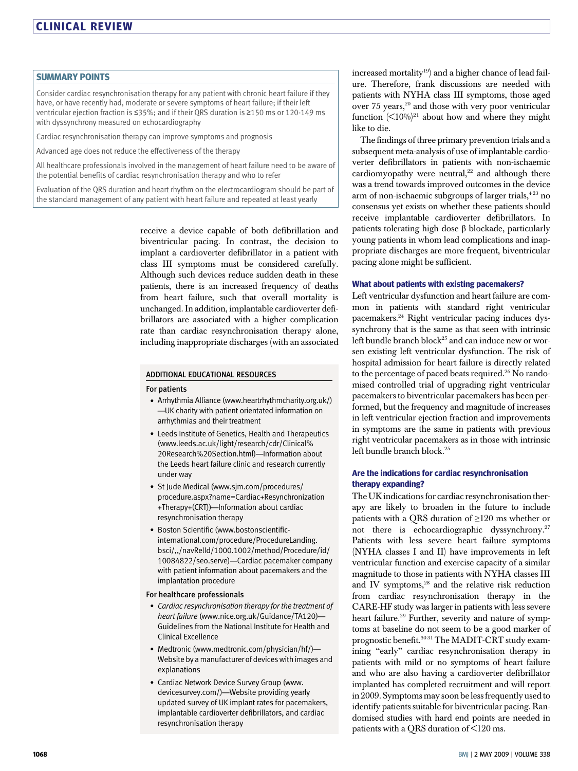## SUMMARY POINTS

Consider cardiac resynchronisation therapy for any patient with chronic heart failure if they have, or have recently had, moderate or severe symptoms of heart failure; if their left ventricular ejection fraction is ≤35%; and if their QRS duration is ≥150 ms or 120-149 ms with dyssynchrony measured on echocardiography

Cardiac resynchronisation therapy can improve symptoms and prognosis

Advanced age does not reduce the effectiveness of the therapy

All healthcare professionals involved in the management of heart failure need to be aware of the potential benefits of cardiac resynchronisation therapy and who to refer

Evaluation of the QRS duration and heart rhythm on the electrocardiogram should be part of the standard management of any patient with heart failure and repeated at least yearly

receive a device capable of both defibrillation and biventricular pacing. In contrast, the decision to implant a cardioverter defibrillator in a patient with class III symptoms must be considered carefully. Although such devices reduce sudden death in these patients, there is an increased frequency of deaths from heart failure, such that overall mortality is unchanged. In addition, implantable cardioverter defibrillators are associated with a higher complication rate than cardiac resynchronisation therapy alone, including inappropriate discharges (with an associated increased mortality[19]) and a higher chance of lead failure. Therefore, frank discussions are needed with patients with NYHA class III symptoms, those aged over 75 years,[20] and those with very poor ventricular function (<10%)[21] about how and where they might like to die.

The findings of three primary prevention trials and a subsequent meta-analysis of use of implantable cardioverter defibrillators in patients with non-ischaemic cardiomyopathy were neutral,[22] and although there was a trend towards improved outcomes in the device arm of non-ischaemic subgroups of larger trials,[4 23] no consensus yet exists on whether these patients should receive implantable cardioverter defibrillators. In patients tolerating high dose β blockade, particularly young patients in whom lead complications and inappropriate discharges are more frequent, biventricular pacing alone might be sufficient.

### What about patients with existing pacemakers?

Left ventricular dysfunction and heart failure are common in patients with standard right ventricular pacemakers.[24] Right ventricular pacing induces dyssynchrony that is the same as that seen with intrinsic left bundle branch block[25] and can induce new or worsen existing left ventricular dysfunction. The risk of hospital admission for heart failure is directly related to the percentage of paced beats required.[26] No randomised controlled trial of upgrading right ventricular pacemakers to biventricular pacemakers has been performed, but the frequency and magnitude of increases in left ventricular ejection fraction and improvements in symptoms are the same in patients with previous right ventricular pacemakers as in those with intrinsic left bundle branch block.[25]

### Are the indications for cardiac resynchronisation therapy expanding?

The UK indications for cardiac resynchronisation therapy are likely to broaden in the future to include patients with a QRS duration of ≥120 ms whether or not there is echocardiographic dyssynchrony.[27] Patients with less severe heart failure symptoms (NYHA classes I and II) have improvements in left ventricular function and exercise capacity of a similar magnitude to those in patients with NYHA classes III and IV symptoms,[28] and the relative risk reduction from cardiac resynchronisation therapy in the CARE-HF study was larger in patients with less severe heart failure.[29] Further, severity and nature of symptoms at baseline do not seem to be a good marker of prognostic benefit.[30 31] The MADIT-CRT study examining "early" cardiac resynchronisation therapy in patients with mild or no symptoms of heart failure and who are also having a cardioverter defibrillator implanted has completed recruitment and will report in 2009. Symptoms may soon be less frequently used to identify patients suitable for biventricular pacing. Randomised studies with hard end points are needed in patients with a QRS duration of <120 ms.

## ADDITIONAL EDUCATIONAL RESOURCES

### For patients

- Arrhythmia Alliance (www.heartrhythmcharity.org.uk/)—UK charity with patient orientated information on arrhythmias and their treatment
- Leeds Institute of Genetics, Health and Therapeutics (www.leeds.ac.uk/light/research/cdr/Clinical%20Research%20Section.html)—Information about the Leeds heart failure clinic and research currently under way
- St Jude Medical (www.sjm.com/procedures/procedure.aspx?name=Cardiac+Resynchronization+Therapy+(CRT))—Information about cardiac resynchronisation therapy
- Boston Scientific (www.bostonscientific-international.com/procedure/ProcedureLanding.bsci/,,/navRelId/1000.1002/method/Procedure/id/10084822/seo.serve)—Cardiac pacemaker company with patient information about pacemakers and the implantation procedure

### For healthcare professionals

- *Cardiac resynchronisation therapy for the treatment of heart failure* (www.nice.org.uk/Guidance/TA120)—Guidelines from the National Institute for Health and Clinical Excellence
- Medtronic (www.medtronic.com/physician/hf/)—Website by a manufacturer of devices with images and explanations
- Cardiac Network Device Survey Group (www.devicesurvey.com/)—Website providing yearly updated survey of UK implant rates for pacemakers, implantable cardioverter defibrillators, and cardiac resynchronisation therapy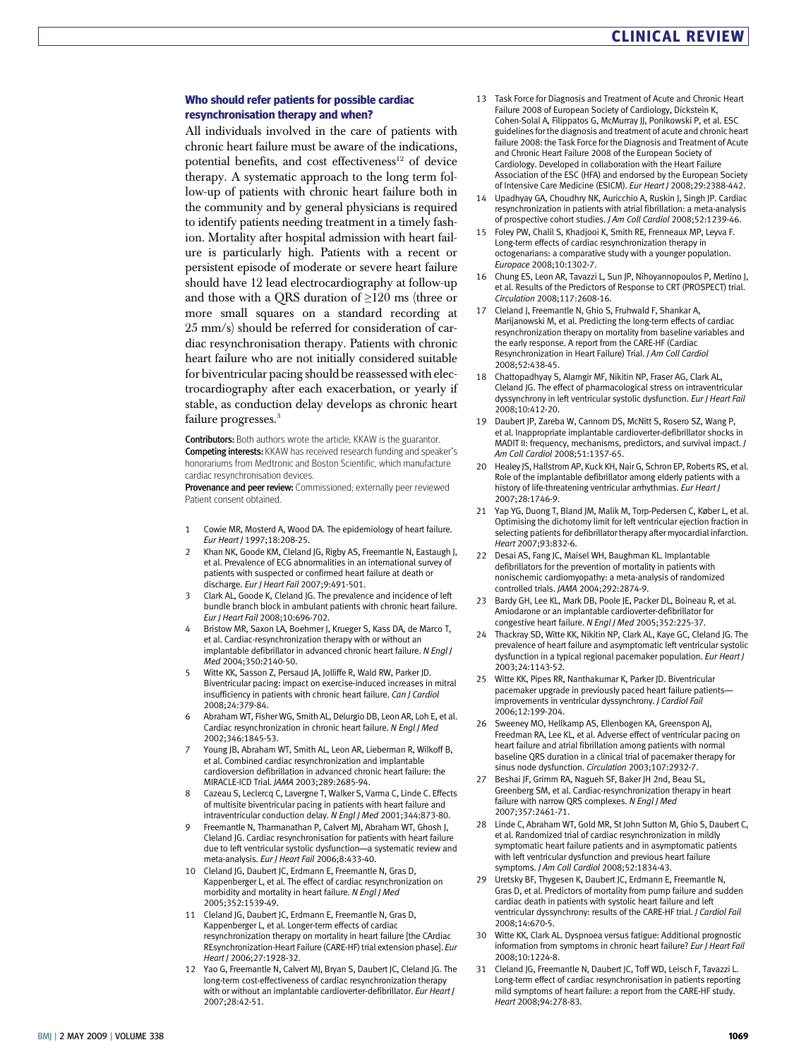### Who should refer patients for possible cardiac resynchronisation therapy and when?

All individuals involved in the care of patients with chronic heart failure must be aware of the indications, potential benefits, and cost effectiveness[12] of device therapy. A systematic approach to the long term follow-up of patients with chronic heart failure both in the community and by general physicians is required to identify patients needing treatment in a timely fashion. Mortality after hospital admission with heart failure is particularly high. Patients with a recent or persistent episode of moderate or severe heart failure should have 12 lead electrocardiography at follow-up and those with a QRS duration of ≥120 ms (three or more small squares on a standard recording at 25 mm/s) should be referred for consideration of cardiac resynchronisation therapy. Patients with chronic heart failure who are not initially considered suitable for biventricular pacing should be reassessed with electrocardiography after each exacerbation, or yearly if stable, as conduction delay develops as chronic heart failure progresses.[3]

**Contributors:** Both authors wrote the article; KKAW is the guarantor.
**Competing interests:** KKAW has received research funding and speaker's honorariums from Medtronic and Boston Scientific, which manufacture cardiac resynchronisation devices.
**Provenance and peer review:** Commissioned; externally peer reviewed
Patient consent obtained.

1. Cowie MR, Mosterd A, Wood DA. The epidemiology of heart failure. *Eur Heart J* 1997;18:208-25.
2. Khan NK, Goode KM, Cleland JG, Rigby AS, Freemantle N, Eastaugh J, et al. Prevalence of ECG abnormalities in an international survey of patients with suspected or confirmed heart failure at death or discharge. *Eur J Heart Fail* 2007;9:491-501.
3. Clark AL, Goode K, Cleland JG. The prevalence and incidence of left bundle branch block in ambulant patients with chronic heart failure. *Eur J Heart Fail* 2008;10:696-702.
4. Bristow MR, Saxon LA, Boehmer J, Krueger S, Kass DA, de Marco T, et al. Cardiac-resynchronization therapy with or without an implantable defibrillator in advanced chronic heart failure. *N Engl J Med* 2004;350:2140-50.
5. Witte KK, Sasson Z, Persaud JA, Jolliffe R, Wald RW, Parker JD. Biventricular pacing: impact on exercise-induced increases in mitral insufficiency in patients with chronic heart failure. *Can J Cardiol* 2008;24:379-84.
6. Abraham WT, Fisher WG, Smith AL, Delurgio DB, Leon AR, Loh E, et al. Cardiac resynchronization in chronic heart failure. *N Engl J Med* 2002;346:1845-53.
7. Young JB, Abraham WT, Smith AL, Leon AR, Lieberman R, Wilkoff B, et al. Combined cardiac resynchronization and implantable cardioversion defibrillation in advanced chronic heart failure: the MIRACLE-ICD Trial. *JAMA* 2003;289:2685-94.
8. Cazeau S, Leclercq C, Lavergne T, Walker S, Varma C, Linde C. Effects of multisite biventricular pacing in patients with heart failure and intraventricular conduction delay. *N Engl J Med* 2001;344:873-80.
9. Freemantle N, Tharmanathan P, Calvert MJ, Abraham WT, Ghosh J, Cleland JG. Cardiac resynchronisation for patients with heart failure due to left ventricular systolic dysfunction—a systematic review and meta-analysis. *Eur J Heart Fail* 2006;8:433-40.
10. Cleland JG, Daubert JC, Erdmann E, Freemantle N, Gras D, Kappenberger L, et al. The effect of cardiac resynchronization on morbidity and mortality in heart failure. *N Engl J Med* 2005;352:1539-49.
11. Cleland JG, Daubert JC, Erdmann E, Freemantle N, Gras D, Kappenberger L, et al. Longer-term effects of cardiac resynchronization therapy on mortality in heart failure [the CArdiac REsynchronization-Heart Failure (CARE-HF) trial extension phase]. *Eur Heart J* 2006;27:1928-32.
12. Yao G, Freemantle N, Calvert MJ, Bryan S, Daubert JC, Cleland JG. The long-term cost-effectiveness of cardiac resynchronization therapy with or without an implantable cardioverter-defibrillator. *Eur Heart J* 2007;28:42-51.
13. Task Force for Diagnosis and Treatment of Acute and Chronic Heart Failure 2008 of European Society of Cardiology, Dickstein K, Cohen-Solal A, Filippatos G, McMurray JJ, Ponikowski P, et al. ESC guidelines for the diagnosis and treatment of acute and chronic heart failure 2008: the Task Force for the Diagnosis and Treatment of Acute and Chronic Heart Failure 2008 of the European Society of Cardiology. Developed in collaboration with the Heart Failure Association of the ESC (HFA) and endorsed by the European Society of Intensive Care Medicine (ESICM). *Eur Heart J* 2008;29:2388-442.
14. Upadhyay GA, Choudhry NK, Auricchio A, Ruskin J, Singh JP. Cardiac resynchronization in patients with atrial fibrillation: a meta-analysis of prospective cohort studies. *J Am Coll Cardiol* 2008;52:1239-46.
15. Foley PW, Chalil S, Khadjooi K, Smith RE, Frenneaux MP, Leyva F. Long-term effects of cardiac resynchronization therapy in octogenarians: a comparative study with a younger population. *Europace* 2008;10:1302-7.
16. Chung ES, Leon AR, Tavazzi L, Sun JP, Nihoyannopoulos P, Merlino J, et al. Results of the Predictors of Response to CRT (PROSPECT) trial. *Circulation* 2008;117:2608-16.
17. Cleland J, Freemantle N, Ghio S, Fruhwald F, Shankar A, Marijanowski M, et al. Predicting the long-term effects of cardiac resynchronization therapy on mortality from baseline variables and the early response. A report from the CARE-HF (Cardiac Resynchronization in Heart Failure) Trial. *J Am Coll Cardiol* 2008;52:438-45.
18. Chattopadhyay S, Alamgir MF, Nikitin NP, Fraser AG, Clark AL, Cleland JG. The effect of pharmacological stress on intraventricular dyssynchrony in left ventricular systolic dysfunction. *Eur J Heart Fail* 2008;10:412-20.
19. Daubert JP, Zareba W, Cannom DS, McNitt S, Rosero SZ, Wang P, et al. Inappropriate implantable cardioverter-defibrillator shocks in MADIT II: frequency, mechanisms, predictors, and survival impact. *J Am Coll Cardiol* 2008;51:1357-65.
20. Healey JS, Hallstrom AP, Kuck KH, Nair G, Schron EP, Roberts RS, et al. Role of the implantable defibrillator among elderly patients with a history of life-threatening ventricular arrhythmias. *Eur Heart J* 2007;28:1746-9.
21. Yap YG, Duong T, Bland JM, Malik M, Torp-Pedersen C, Køber L, et al. Optimising the dichotomy limit for left ventricular ejection fraction in selecting patients for defibrillator therapy after myocardial infarction. *Heart* 2007;93:832-6.
22. Desai AS, Fang JC, Maisel WH, Baughman KL. Implantable defibrillators for the prevention of mortality in patients with nonischemic cardiomyopathy: a meta-analysis of randomized controlled trials. *JAMA* 2004;292:2874-9.
23. Bardy GH, Lee KL, Mark DB, Poole JE, Packer DL, Boineau R, et al. Amiodarone or an implantable cardioverter-defibrillator for congestive heart failure. *N Engl J Med* 2005;352:225-37.
24. Thackray SD, Witte KK, Nikitin NP, Clark AL, Kaye GC, Cleland JG. The prevalence of heart failure and asymptomatic left ventricular systolic dysfunction in a typical regional pacemaker population. *Eur Heart J* 2003;24:1143-52.
25. Witte KK, Pipes RR, Nanthakumar K, Parker JD. Biventricular pacemaker upgrade in previously paced heart failure patients—improvements in ventricular dyssynchrony. *J Cardiol Fail* 2006;12:199-204.
26. Sweeney MO, Hellkamp AS, Ellenbogen KA, Greenspon AJ, Freedman RA, Lee KL, et al. Adverse effect of ventricular pacing on heart failure and atrial fibrillation among patients with normal baseline QRS duration in a clinical trial of pacemaker therapy for sinus node dysfunction. *Circulation* 2003;107:2932-7.
27. Beshai JF, Grimm RA, Nagueh SF, Baker JH 2nd, Beau SL, Greenberg SM, et al. Cardiac-resynchronization therapy in heart failure with narrow QRS complexes. *N Engl J Med* 2007;357:2461-71.
28. Linde C, Abraham WT, Gold MR, St John Sutton M, Ghio S, Daubert C, et al. Randomized trial of cardiac resynchronization in mildly symptomatic heart failure patients and in asymptomatic patients with left ventricular dysfunction and previous heart failure symptoms. *J Am Coll Cardiol* 2008;52:1834-43.
29. Uretsky BF, Thygesen K, Daubert JC, Erdmann E, Freemantle N, Gras D, et al. Predictors of mortality from pump failure and sudden cardiac death in patients with systolic heart failure and left ventricular dyssynchrony: results of the CARE-HF trial. *J Cardiol Fail* 2008;14:670-5.
30. Witte KK, Clark AL. Dyspnoea versus fatigue: Additional prognostic information from symptoms in chronic heart failure? *Eur J Heart Fail* 2008;10:1224-8.
31. Cleland JG, Freemantle N, Daubert JC, Toff WD, Leisch F, Tavazzi L. Long-term effect of cardiac resynchronisation in patients reporting mild symptoms of heart failure: a report from the CARE-HF study. *Heart* 2008;94:278-83.